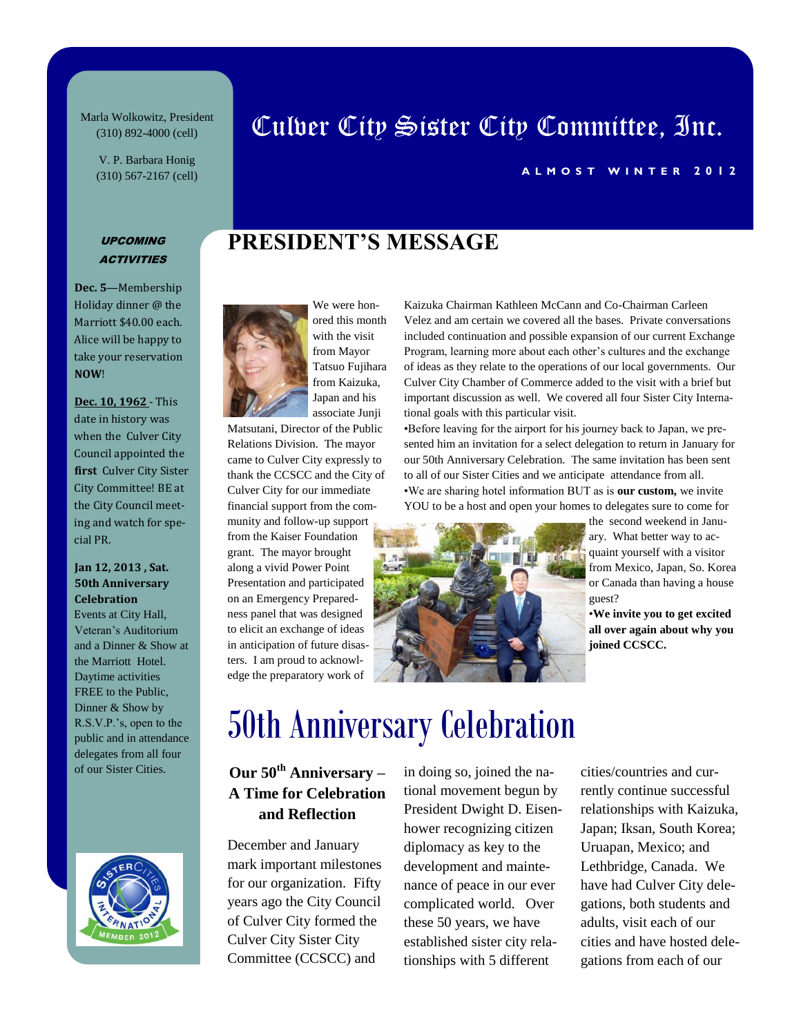# Culver City Sister City Committee, Inc.

ALMOST WINTER 2012

Marla Wolkowitz, President
(310) 892-4000 (cell)

V. P. Barbara Honig
(310) 567-2167 (cell)

***UPCOMING ACTIVITIES***

**Dec. 5**—Membership Holiday dinner @ the Marriott $40.00 each. Alice will be happy to take your reservation **NOW**!

**Dec. 10, 1962** - This date in history was when the Culver City Council appointed the **first** Culver City Sister City Committee! BE at the City Council meeting and watch for special PR.

**Jan 12, 2013 , Sat. 50th Anniversary Celebration**
Events at City Hall, Veteran's Auditorium and a Dinner & Show at the Marriott Hotel. Daytime activities FREE to the Public, Dinner & Show by R.S.V.P.'s, open to the public and in attendance delegates from all four of our Sister Cities.

## PRESIDENT'S MESSAGE

We were honored this month with the visit from Mayor Tatsuo Fujihara from Kaizuka, Japan and his associate Junji Matsutani, Director of the Public Relations Division. The mayor came to Culver City expressly to thank the CCSCC and the City of Culver City for our immediate financial support from the community and follow-up support from the Kaiser Foundation grant. The mayor brought along a vivid Power Point Presentation and participated on an Emergency Preparedness panel that was designed to elicit an exchange of ideas in anticipation of future disasters. I am proud to acknowledge the preparatory work of Kaizuka Chairman Kathleen McCann and Co-Chairman Carleen Velez and am certain we covered all the bases. Private conversations included continuation and possible expansion of our current Exchange Program, learning more about each other's cultures and the exchange of ideas as they relate to the operations of our local governments. Our Culver City Chamber of Commerce added to the visit with a brief but important discussion as well. We covered all four Sister City International goals with this particular visit.

•Before leaving for the airport for his journey back to Japan, we presented him an invitation for a select delegation to return in January for our 50th Anniversary Celebration. The same invitation has been sent to all of our Sister Cities and we anticipate attendance from all.

•We are sharing hotel information BUT as is **our custom,** we invite YOU to be a host and open your homes to delegates sure to come for the second weekend in January. What better way to acquaint yourself with a visitor from Mexico, Japan, So. Korea or Canada than having a house guest?

**•We invite you to get excited all over again about why you joined CCSCC.**

# 50th Anniversary Celebration

### Our 50th Anniversary – A Time for Celebration and Reflection

December and January mark important milestones for our organization. Fifty years ago the City Council of Culver City formed the Culver City Sister City Committee (CCSCC) and in doing so, joined the national movement begun by President Dwight D. Eisenhower recognizing citizen diplomacy as key to the development and maintenance of peace in our ever complicated world. Over these 50 years, we have established sister city relationships with 5 different cities/countries and currently continue successful relationships with Kaizuka, Japan; Iksan, South Korea; Uruapan, Mexico; and Lethbridge, Canada. We have had Culver City delegations, both students and adults, visit each of our cities and have hosted delegations from each of our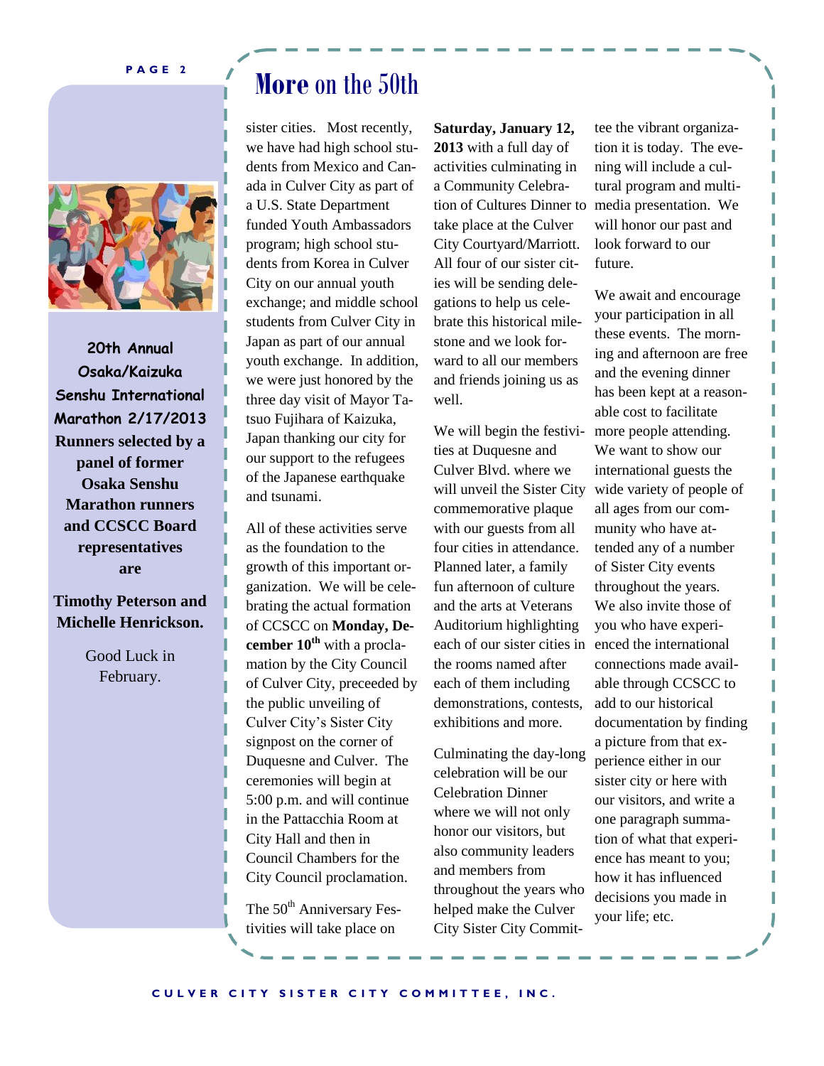# More on the 50th

sister cities. Most recently, we have had high school students from Mexico and Canada in Culver City as part of a U.S. State Department funded Youth Ambassadors program; high school students from Korea in Culver City on our annual youth exchange; and middle school students from Culver City in Japan as part of our annual youth exchange. In addition, we were just honored by the three day visit of Mayor Tatsuo Fujihara of Kaizuka, Japan thanking our city for our support to the refugees of the Japanese earthquake and tsunami.

All of these activities serve as the foundation to the growth of this important organization. We will be celebrating the actual formation of CCSCC on **Monday, December 10th** with a proclamation by the City Council of Culver City, preceeded by the public unveiling of Culver City's Sister City signpost on the corner of Duquesne and Culver. The ceremonies will begin at 5:00 p.m. and will continue in the Pattacchia Room at City Hall and then in Council Chambers for the City Council proclamation.

The 50th Anniversary Festivities will take place on **Saturday, January 12, 2013** with a full day of activities culminating in a Community Celebration of Cultures Dinner to take place at the Culver City Courtyard/Marriott. All four of our sister cities will be sending delegations to help us celebrate this historical milestone and we look forward to all our members and friends joining us as well.

We will begin the festivities at Duquesne and Culver Blvd. where we will unveil the Sister City commemorative plaque with our guests from all four cities in attendance. Planned later, a family fun afternoon of culture and the arts at Veterans Auditorium highlighting each of our sister cities in the rooms named after each of them including demonstrations, contests, exhibitions and more.

Culminating the day-long celebration will be our Celebration Dinner where we will not only honor our visitors, but also community leaders and members from throughout the years who helped make the Culver City Sister City Committee the vibrant organization it is today. The evening will include a cultural program and multimedia presentation. We will honor our past and look forward to our future.

We await and encourage your participation in all these events. The morning and afternoon are free and the evening dinner has been kept at a reasonable cost to facilitate more people attending. We want to show our international guests the wide variety of people of all ages from our community who have attended any of a number of Sister City events throughout the years. We also invite those of you who have experienced the international connections made available through CCSCC to add to our historical documentation by finding a picture from that experience either in our sister city or here with our visitors, and write a one paragraph summation of what that experience has meant to you; how it has influenced decisions you made in your life; etc.

---

**20th Annual Osaka/Kaizuka Senshu International Marathon 2/17/2013**

**Runners selected by a panel of former Osaka Senshu Marathon runners and CCSCC Board representatives are**

**Timothy Peterson and Michelle Henrickson.**

Good Luck in February.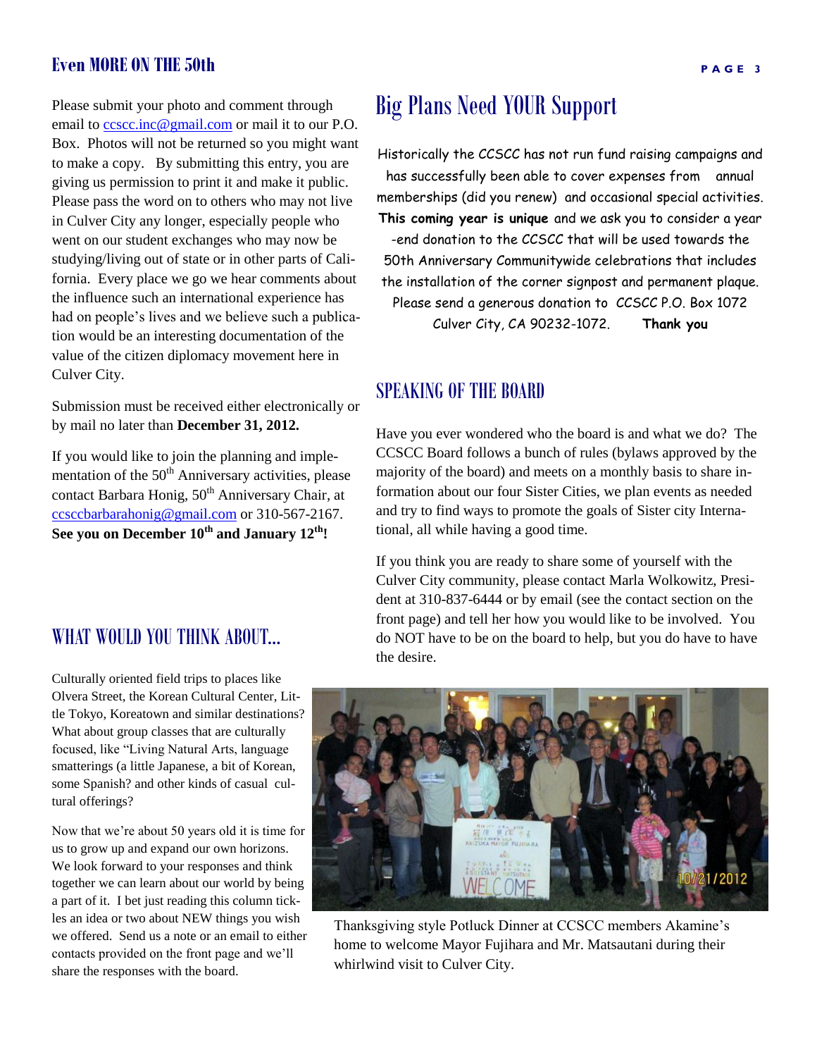## Even MORE ON THE 50th

Please submit your photo and comment through email to ccscc.inc@gmail.com or mail it to our P.O. Box. Photos will not be returned so you might want to make a copy. By submitting this entry, you are giving us permission to print it and make it public. Please pass the word on to others who may not live in Culver City any longer, especially people who went on our student exchanges who may now be studying/living out of state or in other parts of California. Every place we go we hear comments about the influence such an international experience has had on people's lives and we believe such a publication would be an interesting documentation of the value of the citizen diplomacy movement here in Culver City.

Submission must be received either electronically or by mail no later than **December 31, 2012.**

If you would like to join the planning and implementation of the 50th Anniversary activities, please contact Barbara Honig, 50th Anniversary Chair, at ccsccbarbarahonig@gmail.com or 310-567-2167. **See you on December 10th and January 12th!**

## WHAT WOULD YOU THINK ABOUT...

Culturally oriented field trips to places like Olvera Street, the Korean Cultural Center, Little Tokyo, Koreatown and similar destinations? What about group classes that are culturally focused, like "Living Natural Arts, language smatterings (a little Japanese, a bit of Korean, some Spanish? and other kinds of casual cultural offerings?

Now that we're about 50 years old it is time for us to grow up and expand our own horizons. We look forward to your responses and think together we can learn about our world by being a part of it. I bet just reading this column tickles an idea or two about NEW things you wish we offered. Send us a note or an email to either contacts provided on the front page and we'll share the responses with the board.

# Big Plans Need YOUR Support

Historically the CCSCC has not run fund raising campaigns and has successfully been able to cover expenses from annual memberships (did you renew) and occasional special activities. **This coming year is unique** and we ask you to consider a year-end donation to the CCSCC that will be used towards the 50th Anniversary Communitywide celebrations that includes the installation of the corner signpost and permanent plaque. Please send a generous donation to CCSCC P.O. Box 1072 Culver City, CA 90232-1072. **Thank you**

## SPEAKING OF THE BOARD

Have you ever wondered who the board is and what we do? The CCSCC Board follows a bunch of rules (bylaws approved by the majority of the board) and meets on a monthly basis to share information about our four Sister Cities, we plan events as needed and try to find ways to promote the goals of Sister city International, all while having a good time.

If you think you are ready to share some of yourself with the Culver City community, please contact Marla Wolkowitz, President at 310-837-6444 or by email (see the contact section on the front page) and tell her how you would like to be involved. You do NOT have to be on the board to help, but you do have to have the desire.

Thanksgiving style Potluck Dinner at CCSCC members Akamine's home to welcome Mayor Fujihara and Mr. Matsautani during their whirlwind visit to Culver City.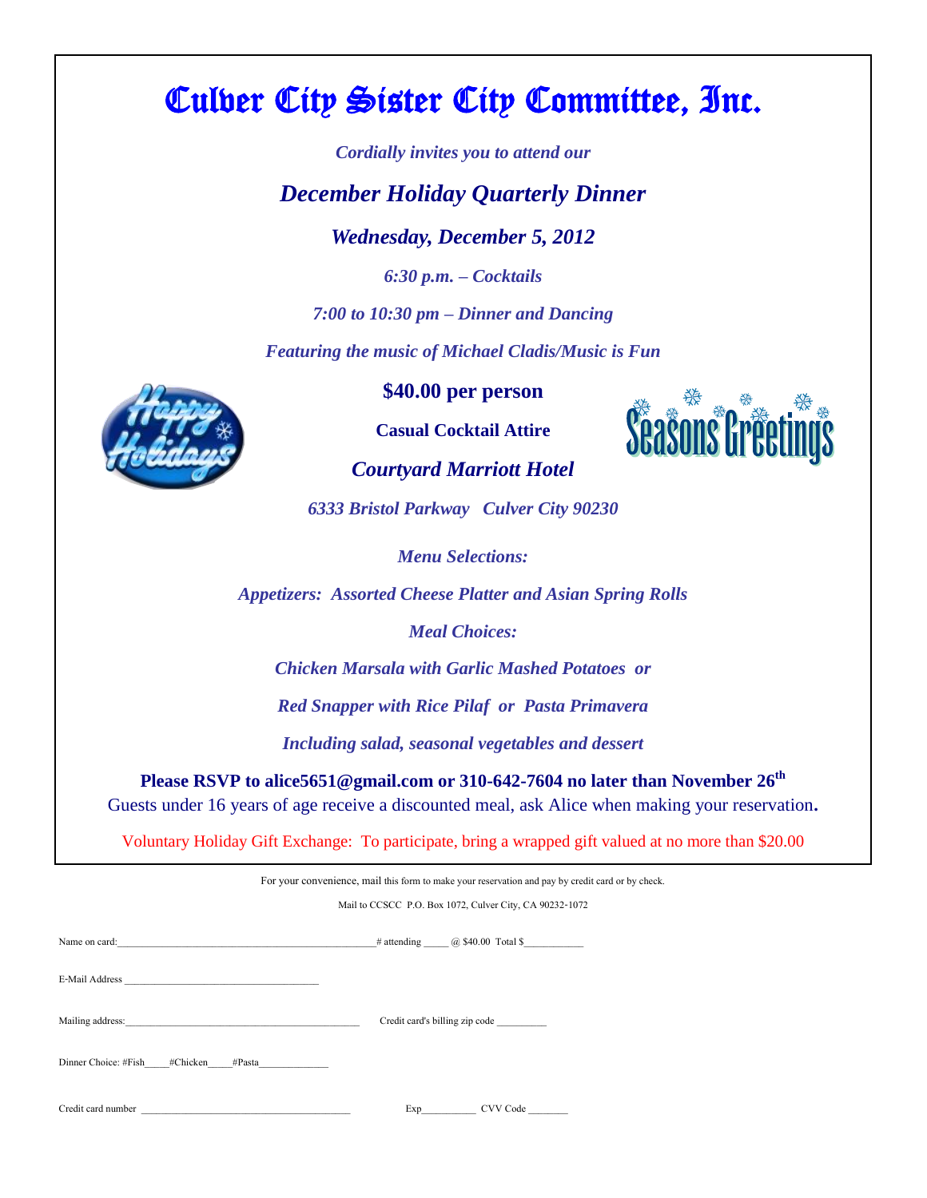# Culver City Sister City Committee, Inc.

*Cordially invites you to attend our*

## *December Holiday Quarterly Dinner*

***Wednesday, December 5, 2012***

*6:30 p.m. – Cocktails*

*7:00 to 10:30 pm – Dinner and Dancing*

*Featuring the music of Michael Cladis/Music is Fun*

**$40.00 per person**

**Casual Cocktail Attire**

***Courtyard Marriott Hotel***

*6333 Bristol Parkway   Culver City 90230*

*Menu Selections:*

*Appetizers:  Assorted Cheese Platter and Asian Spring Rolls*

*Meal Choices:*

*Chicken Marsala with Garlic Mashed Potatoes  or*

*Red Snapper with Rice Pilaf  or  Pasta Primavera*

*Including salad, seasonal vegetables and dessert*

**Please RSVP to alice5651@gmail.com or 310-642-7604 no later than November 26th**

Guests under 16 years of age receive a discounted meal, ask Alice when making your reservation.

Voluntary Holiday Gift Exchange:  To participate, bring a wrapped gift valued at no more than $20.00

For your convenience, mail this form to make your reservation and pay by credit card or by check.

Mail to CCSCC  P.O. Box 1072, Culver City, CA 90232-1072

Name on card:______________________________ # attending _____ @ $40.00  Total $___________

E-Mail Address ______________________________

Mailing address:______________________________ Credit card's billing zip code _________

Dinner Choice: #Fish_____#Chicken_____#Pasta_____________

Credit card number ______________________________ Exp__________ CVV Code _______